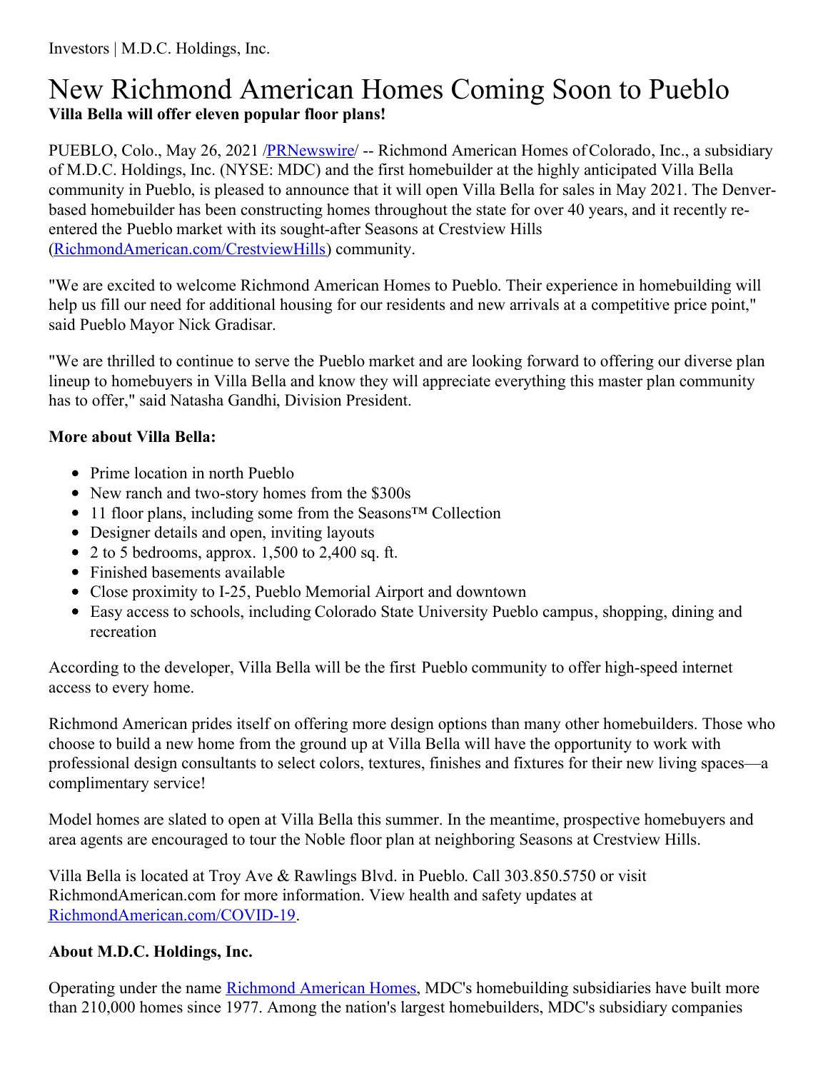Investors | M.D.C. Holdings, Inc.

# New Richmond American Homes Coming Soon to Pueblo

**Villa Bella will offer eleven popular floor plans!**

PUEBLO, Colo., May 26, 2021 /[PRNewswire](http://www.prnewswire.com/)/ -- Richmond American Homes of Colorado, Inc., a subsidiary of M.D.C. Holdings, Inc. (NYSE: MDC) and the first homebuilder at the highly anticipated Villa Bella community in Pueblo, is pleased to announce that it will open Villa Bella for sales in May 2021. The Denver-based homebuilder has been constructing homes throughout the state for over 40 years, and it recently re-entered the Pueblo market with its sought-after Seasons at Crestview Hills (RichmondAmerican.com/CrestviewHills) community.

"We are excited to welcome Richmond American Homes to Pueblo. Their experience in homebuilding will help us fill our need for additional housing for our residents and new arrivals at a competitive price point," said Pueblo Mayor Nick Gradisar.

"We are thrilled to continue to serve the Pueblo market and are looking forward to offering our diverse plan lineup to homebuyers in Villa Bella and know they will appreciate everything this master plan community has to offer," said Natasha Gandhi, Division President.

**More about Villa Bella:**

- Prime location in north Pueblo
- New ranch and two-story homes from the $300s
- 11 floor plans, including some from the Seasons™ Collection
- Designer details and open, inviting layouts
- 2 to 5 bedrooms, approx. 1,500 to 2,400 sq. ft.
- Finished basements available
- Close proximity to I-25, Pueblo Memorial Airport and downtown
- Easy access to schools, including Colorado State University Pueblo campus, shopping, dining and recreation

According to the developer, Villa Bella will be the first Pueblo community to offer high-speed internet access to every home.

Richmond American prides itself on offering more design options than many other homebuilders. Those who choose to build a new home from the ground up at Villa Bella will have the opportunity to work with professional design consultants to select colors, textures, finishes and fixtures for their new living spaces—a complimentary service!

Model homes are slated to open at Villa Bella this summer. In the meantime, prospective homebuyers and area agents are encouraged to tour the Noble floor plan at neighboring Seasons at Crestview Hills.

Villa Bella is located at Troy Ave & Rawlings Blvd. in Pueblo. Call 303.850.5750 or visit RichmondAmerican.com for more information. View health and safety updates at RichmondAmerican.com/COVID-19.

**About M.D.C. Holdings, Inc.**

Operating under the name Richmond American Homes, MDC's homebuilding subsidiaries have built more than 210,000 homes since 1977. Among the nation's largest homebuilders, MDC's subsidiary companies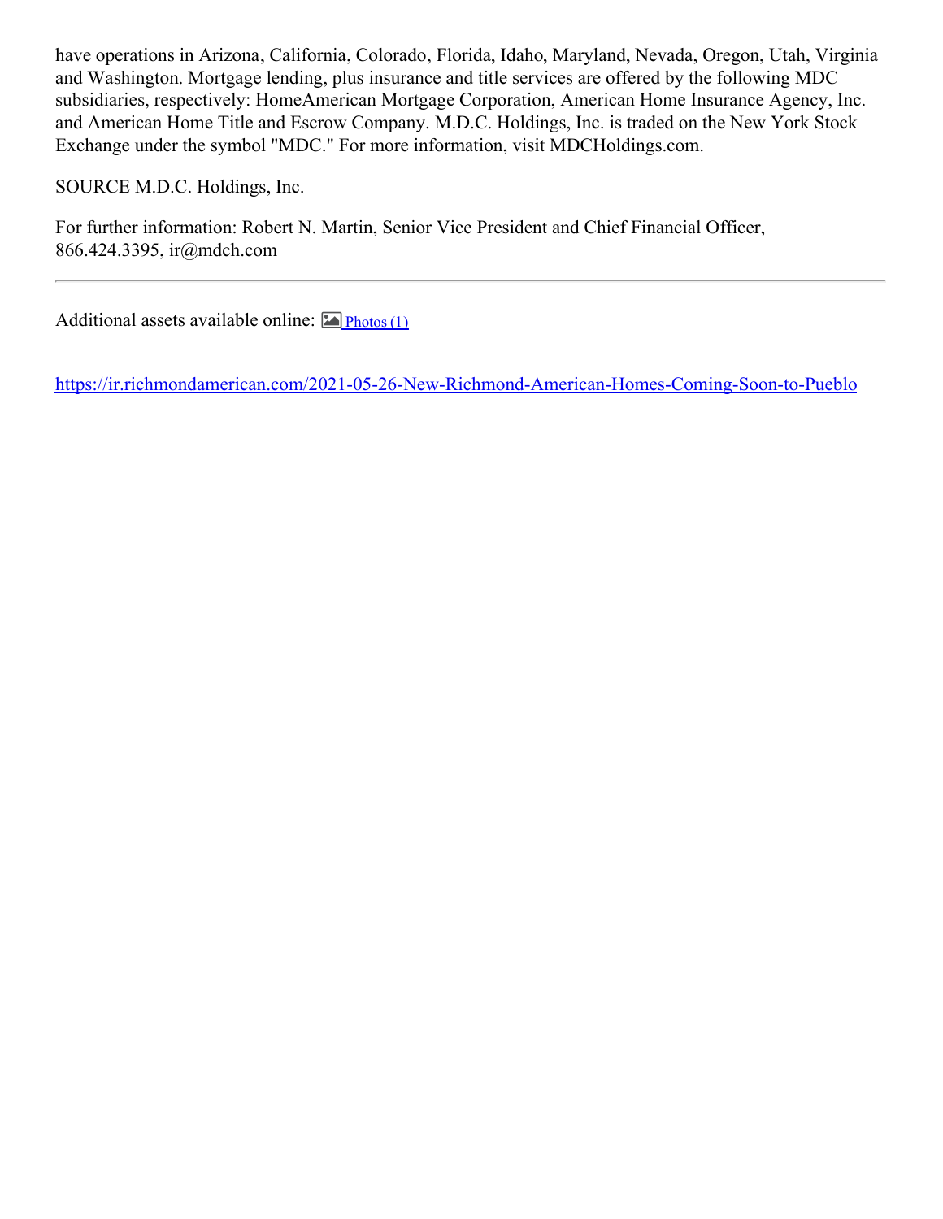have operations in Arizona, California, Colorado, Florida, Idaho, Maryland, Nevada, Oregon, Utah, Virginia and Washington. Mortgage lending, plus insurance and title services are offered by the following MDC subsidiaries, respectively: HomeAmerican Mortgage Corporation, American Home Insurance Agency, Inc. and American Home Title and Escrow Company. M.D.C. Holdings, Inc. is traded on the New York Stock Exchange under the symbol "MDC." For more information, visit MDCHoldings.com.

SOURCE M.D.C. Holdings, Inc.

For further information: Robert N. Martin, Senior Vice President and Chief Financial Officer, 866.424.3395, ir@mdch.com

---

Additional assets available online: Photos (1)

https://ir.richmondamerican.com/2021-05-26-New-Richmond-American-Homes-Coming-Soon-to-Pueblo